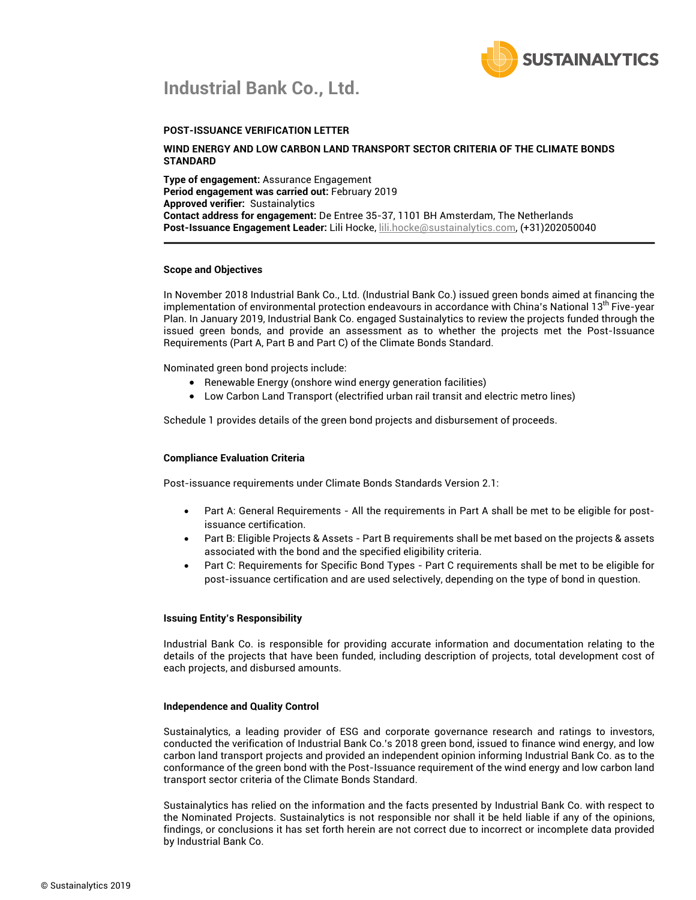# Industrial Bank Co., Ltd.

**POST-ISSUANCE VERIFICATION LETTER**

**WIND ENERGY AND LOW CARBON LAND TRANSPORT SECTOR CRITERIA OF THE CLIMATE BONDS STANDARD**

**Type of engagement:** Assurance Engagement
**Period engagement was carried out:** February 2019
**Approved verifier:** Sustainalytics
**Contact address for engagement:** De Entree 35-37, 1101 BH Amsterdam, The Netherlands
**Post-Issuance Engagement Leader:** Lili Hocke, lili.hocke@sustainalytics.com, (+31)202050040

---

### Scope and Objectives

In November 2018 Industrial Bank Co., Ltd. (Industrial Bank Co.) issued green bonds aimed at financing the implementation of environmental protection endeavours in accordance with China's National 13th Five-year Plan. In January 2019, Industrial Bank Co. engaged Sustainalytics to review the projects funded through the issued green bonds, and provide an assessment as to whether the projects met the Post-Issuance Requirements (Part A, Part B and Part C) of the Climate Bonds Standard.

Nominated green bond projects include:

- Renewable Energy (onshore wind energy generation facilities)
- Low Carbon Land Transport (electrified urban rail transit and electric metro lines)

Schedule 1 provides details of the green bond projects and disbursement of proceeds.

### Compliance Evaluation Criteria

Post-issuance requirements under Climate Bonds Standards Version 2.1:

- Part A: General Requirements - All the requirements in Part A shall be met to be eligible for post-issuance certification.
- Part B: Eligible Projects & Assets - Part B requirements shall be met based on the projects & assets associated with the bond and the specified eligibility criteria.
- Part C: Requirements for Specific Bond Types - Part C requirements shall be met to be eligible for post-issuance certification and are used selectively, depending on the type of bond in question.

### Issuing Entity's Responsibility

Industrial Bank Co. is responsible for providing accurate information and documentation relating to the details of the projects that have been funded, including description of projects, total development cost of each projects, and disbursed amounts.

### Independence and Quality Control

Sustainalytics, a leading provider of ESG and corporate governance research and ratings to investors, conducted the verification of Industrial Bank Co.'s 2018 green bond, issued to finance wind energy, and low carbon land transport projects and provided an independent opinion informing Industrial Bank Co. as to the conformance of the green bond with the Post-Issuance requirement of the wind energy and low carbon land transport sector criteria of the Climate Bonds Standard.

Sustainalytics has relied on the information and the facts presented by Industrial Bank Co. with respect to the Nominated Projects. Sustainalytics is not responsible nor shall it be held liable if any of the opinions, findings, or conclusions it has set forth herein are not correct due to incorrect or incomplete data provided by Industrial Bank Co.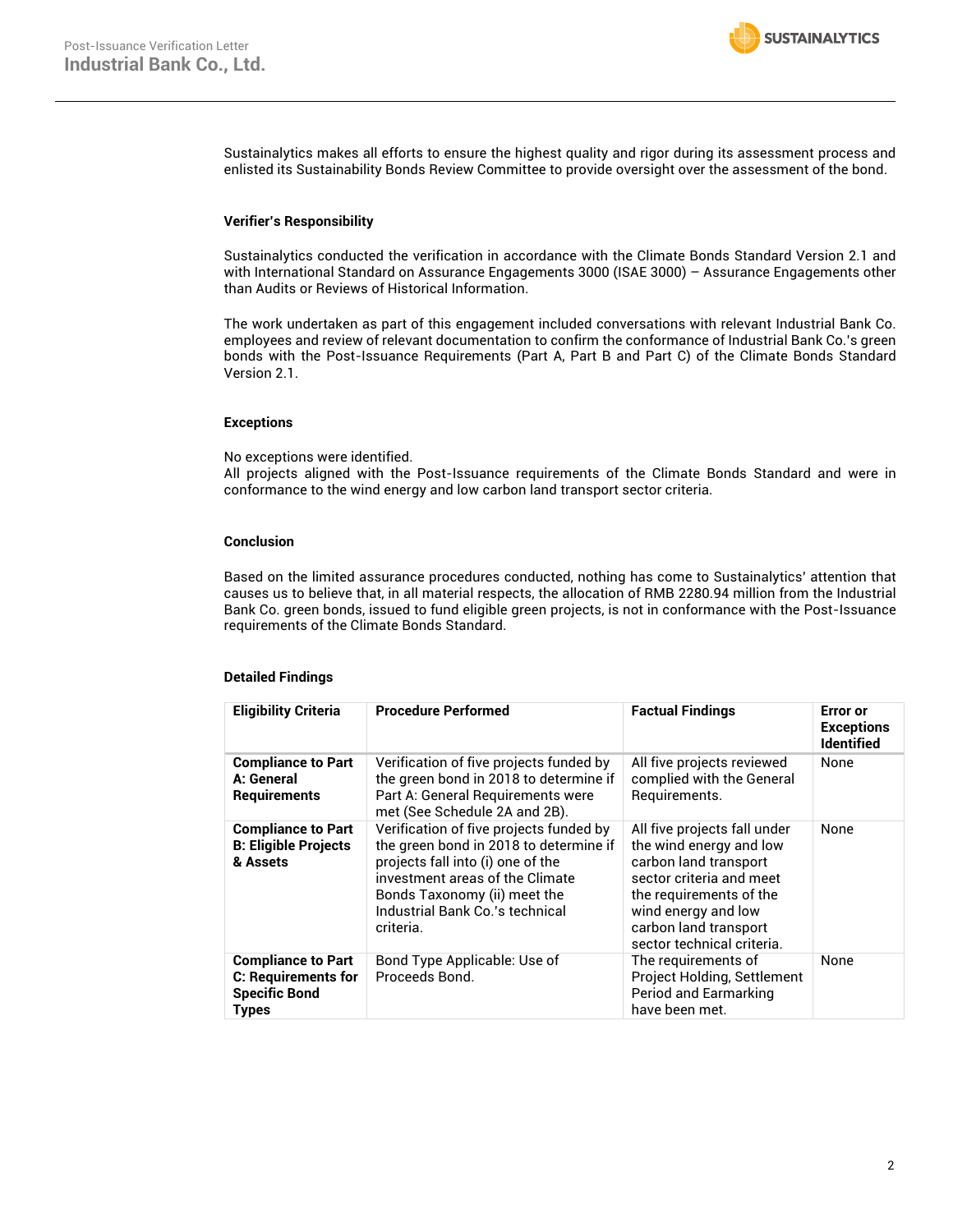Sustainalytics makes all efforts to ensure the highest quality and rigor during its assessment process and enlisted its Sustainability Bonds Review Committee to provide oversight over the assessment of the bond.

### Verifier's Responsibility

Sustainalytics conducted the verification in accordance with the Climate Bonds Standard Version 2.1 and with International Standard on Assurance Engagements 3000 (ISAE 3000) – Assurance Engagements other than Audits or Reviews of Historical Information.

The work undertaken as part of this engagement included conversations with relevant Industrial Bank Co. employees and review of relevant documentation to confirm the conformance of Industrial Bank Co.'s green bonds with the Post-Issuance Requirements (Part A, Part B and Part C) of the Climate Bonds Standard Version 2.1.

### Exceptions

No exceptions were identified.
All projects aligned with the Post-Issuance requirements of the Climate Bonds Standard and were in conformance to the wind energy and low carbon land transport sector criteria.

### Conclusion

Based on the limited assurance procedures conducted, nothing has come to Sustainalytics' attention that causes us to believe that, in all material respects, the allocation of RMB 2280.94 million from the Industrial Bank Co. green bonds, issued to fund eligible green projects, is not in conformance with the Post-Issuance requirements of the Climate Bonds Standard.

### Detailed Findings

| Eligibility Criteria | Procedure Performed | Factual Findings | Error or Exceptions Identified |
|---|---|---|---|
| **Compliance to Part A: General Requirements** | Verification of five projects funded by the green bond in 2018 to determine if Part A: General Requirements were met (See Schedule 2A and 2B). | All five projects reviewed complied with the General Requirements. | None |
| **Compliance to Part B: Eligible Projects & Assets** | Verification of five projects funded by the green bond in 2018 to determine if projects fall into (i) one of the investment areas of the Climate Bonds Taxonomy (ii) meet the Industrial Bank Co.'s technical criteria. | All five projects fall under the wind energy and low carbon land transport sector criteria and meet the requirements of the wind energy and low carbon land transport sector technical criteria. | None |
| **Compliance to Part C: Requirements for Specific Bond Types** | Bond Type Applicable: Use of Proceeds Bond. | The requirements of Project Holding, Settlement Period and Earmarking have been met. | None |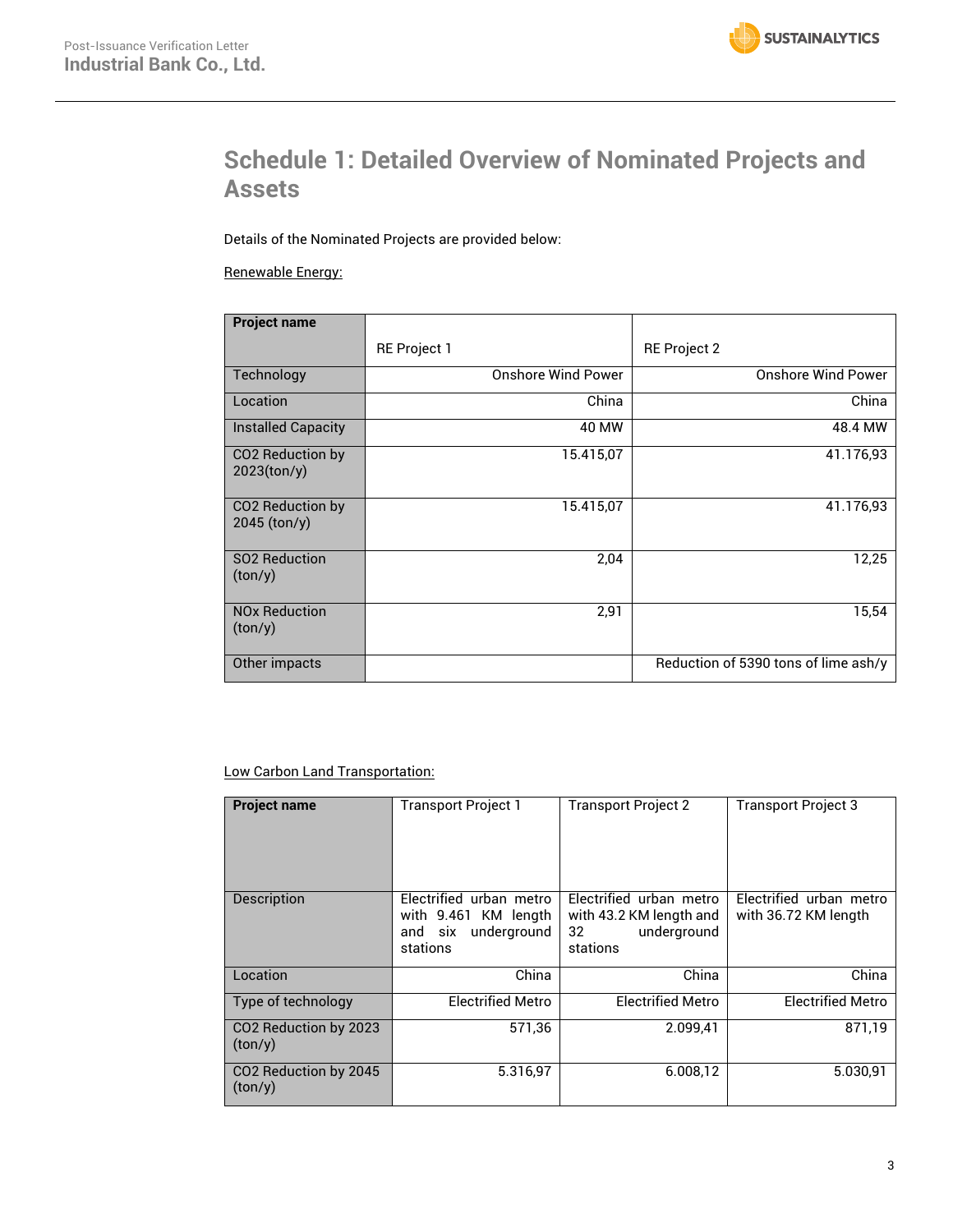# Schedule 1: Detailed Overview of Nominated Projects and Assets

Details of the Nominated Projects are provided below:

Renewable Energy:

| **Project name** | RE Project 1 | RE Project 2 |
|---|---|---|
| Technology | Onshore Wind Power | Onshore Wind Power |
| Location | China | China |
| Installed Capacity | 40 MW | 48.4 MW |
| $CO_2$ Reduction by 2023(ton/y) | 15.415,07 | 41.176,93 |
| $CO_2$ Reduction by 2045 (ton/y) | 15.415,07 | 41.176,93 |
| $SO_2$ Reduction (ton/y) | 2,04 | 12,25 |
| $NO_x$ Reduction (ton/y) | 2,91 | 15,54 |
| Other impacts | | Reduction of 5390 tons of lime ash/y |

Low Carbon Land Transportation:

| **Project name** | Transport Project 1 | Transport Project 2 | Transport Project 3 |
|---|---|---|---|
| Description | Electrified urban metro with 9.461 KM length and six underground stations | Electrified urban metro with 43.2 KM length and 32 underground stations | Electrified urban metro with 36.72 KM length |
| Location | China | China | China |
| Type of technology | Electrified Metro | Electrified Metro | Electrified Metro |
| $CO_2$ Reduction by 2023 (ton/y) | 571,36 | 2.099,41 | 871,19 |
| $CO_2$ Reduction by 2045 (ton/y) | 5.316,97 | 6.008,12 | 5.030,91 |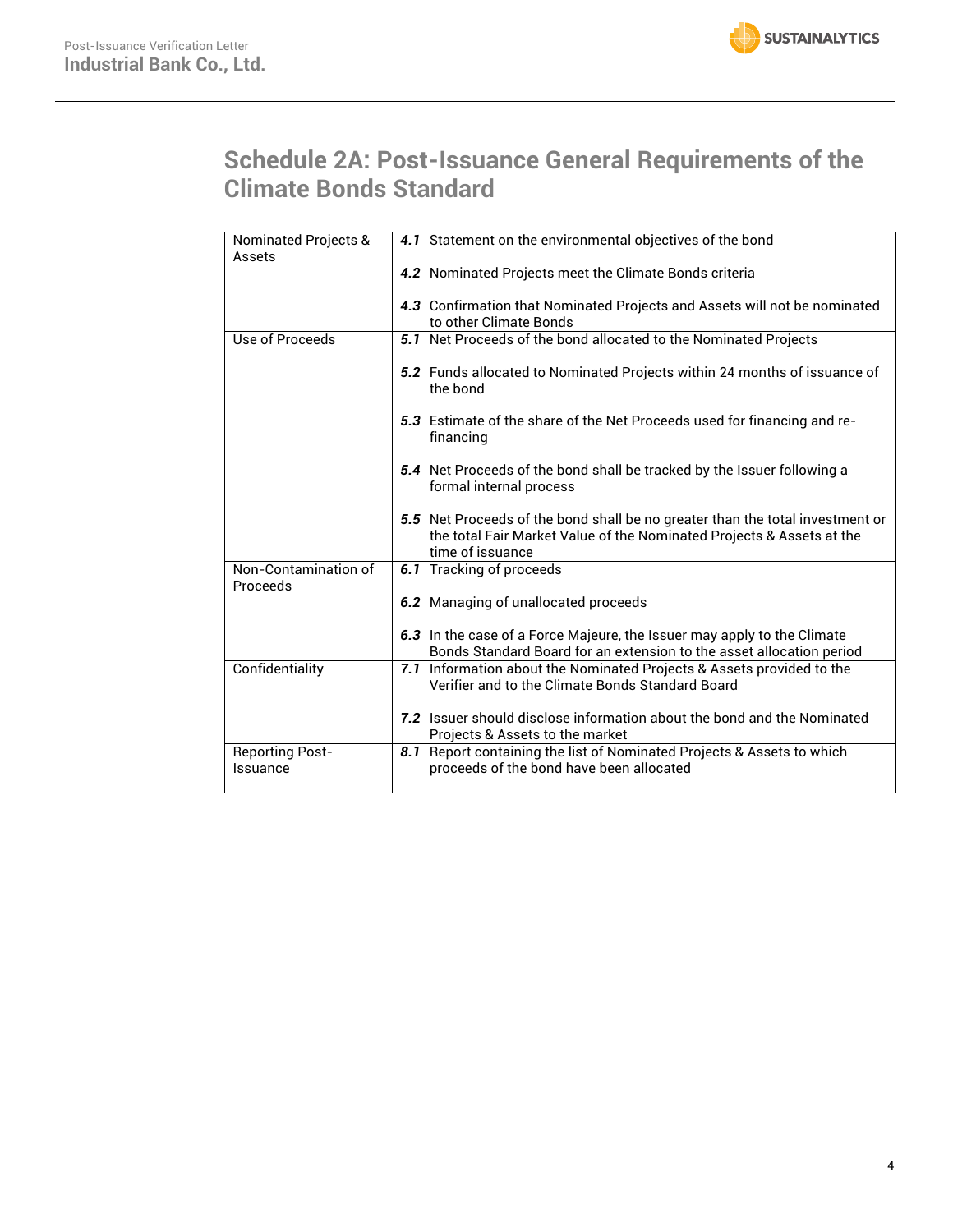# Schedule 2A: Post-Issuance General Requirements of the Climate Bonds Standard

| | |
|---|---|
| Nominated Projects & Assets | ***4.1*** Statement on the environmental objectives of the bond<br><br>***4.2*** Nominated Projects meet the Climate Bonds criteria<br><br>***4.3*** Confirmation that Nominated Projects and Assets will not be nominated to other Climate Bonds |
| Use of Proceeds | ***5.1*** Net Proceeds of the bond allocated to the Nominated Projects<br><br>***5.2*** Funds allocated to Nominated Projects within 24 months of issuance of the bond<br><br>***5.3*** Estimate of the share of the Net Proceeds used for financing and re-financing<br><br>***5.4*** Net Proceeds of the bond shall be tracked by the Issuer following a formal internal process<br><br>***5.5*** Net Proceeds of the bond shall be no greater than the total investment or the total Fair Market Value of the Nominated Projects & Assets at the time of issuance |
| Non-Contamination of Proceeds | ***6.1*** Tracking of proceeds<br><br>***6.2*** Managing of unallocated proceeds<br><br>***6.3*** In the case of a Force Majeure, the Issuer may apply to the Climate Bonds Standard Board for an extension to the asset allocation period |
| Confidentiality | ***7.1*** Information about the Nominated Projects & Assets provided to the Verifier and to the Climate Bonds Standard Board<br><br>***7.2*** Issuer should disclose information about the bond and the Nominated Projects & Assets to the market |
| Reporting Post-Issuance | ***8.1*** Report containing the list of Nominated Projects & Assets to which proceeds of the bond have been allocated |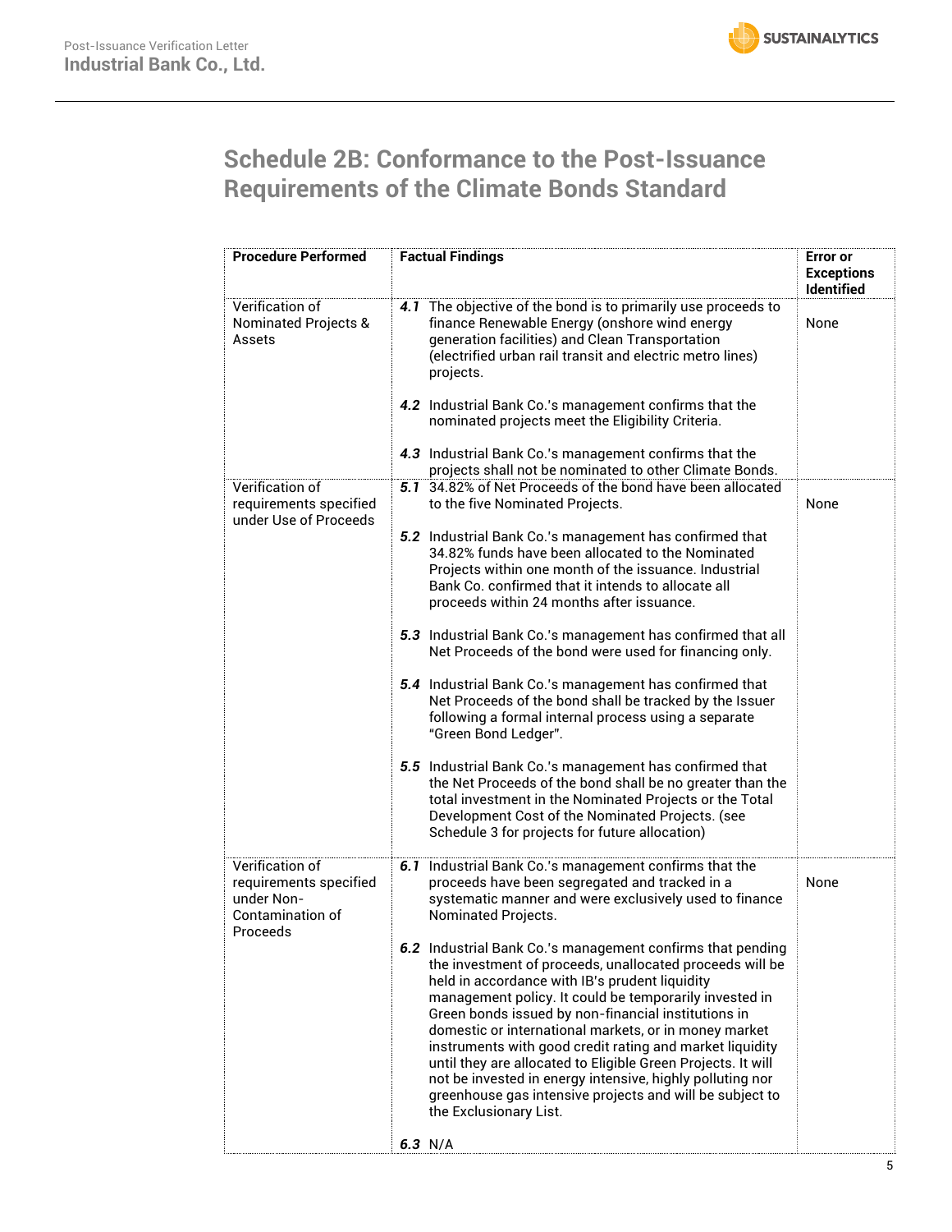## Schedule 2B: Conformance to the Post-Issuance Requirements of the Climate Bonds Standard

| Procedure Performed | Factual Findings | Error or Exceptions Identified |
|---|---|---|
| Verification of Nominated Projects & Assets | **4.1** The objective of the bond is to primarily use proceeds to finance Renewable Energy (onshore wind energy generation facilities) and Clean Transportation (electrified urban rail transit and electric metro lines) projects.<br><br>**4.2** Industrial Bank Co.'s management confirms that the nominated projects meet the Eligibility Criteria.<br><br>**4.3** Industrial Bank Co.'s management confirms that the projects shall not be nominated to other Climate Bonds. | None |
| Verification of requirements specified under Use of Proceeds | **5.1** 34.82% of Net Proceeds of the bond have been allocated to the five Nominated Projects.<br><br>**5.2** Industrial Bank Co.'s management has confirmed that 34.82% funds have been allocated to the Nominated Projects within one month of the issuance. Industrial Bank Co. confirmed that it intends to allocate all proceeds within 24 months after issuance.<br><br>**5.3** Industrial Bank Co.'s management has confirmed that all Net Proceeds of the bond were used for financing only.<br><br>**5.4** Industrial Bank Co.'s management has confirmed that Net Proceeds of the bond shall be tracked by the Issuer following a formal internal process using a separate "Green Bond Ledger".<br><br>**5.5** Industrial Bank Co.'s management has confirmed that the Net Proceeds of the bond shall be no greater than the total investment in the Nominated Projects or the Total Development Cost of the Nominated Projects. (see Schedule 3 for projects for future allocation) | None |
| Verification of requirements specified under Non-Contamination of Proceeds | **6.1** Industrial Bank Co.'s management confirms that the proceeds have been segregated and tracked in a systematic manner and were exclusively used to finance Nominated Projects.<br><br>**6.2** Industrial Bank Co.'s management confirms that pending the investment of proceeds, unallocated proceeds will be held in accordance with IB's prudent liquidity management policy. It could be temporarily invested in Green bonds issued by non-financial institutions in domestic or international markets, or in money market instruments with good credit rating and market liquidity until they are allocated to Eligible Green Projects. It will not be invested in energy intensive, highly polluting nor greenhouse gas intensive projects and will be subject to the Exclusionary List.<br><br>**6.3** N/A | None |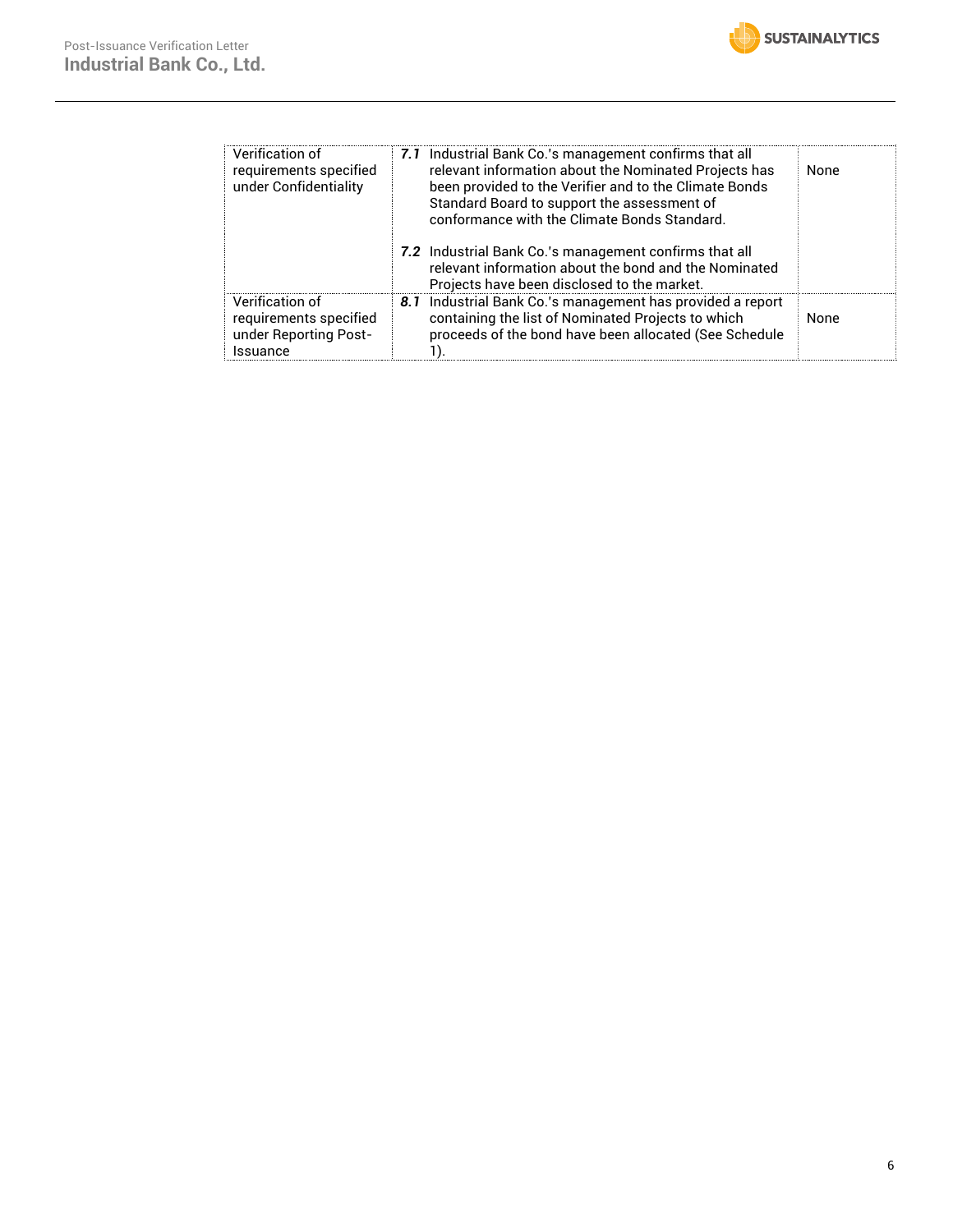| | | |
|---|---|---|
| Verification of requirements specified under Confidentiality | ***7.1*** Industrial Bank Co.'s management confirms that all relevant information about the Nominated Projects has been provided to the Verifier and to the Climate Bonds Standard Board to support the assessment of conformance with the Climate Bonds Standard.<br><br>***7.2*** Industrial Bank Co.'s management confirms that all relevant information about the bond and the Nominated Projects have been disclosed to the market. | None |
| Verification of requirements specified under Reporting Post-Issuance | ***8.1*** Industrial Bank Co.'s management has provided a report containing the list of Nominated Projects to which proceeds of the bond have been allocated (See Schedule 1). | None |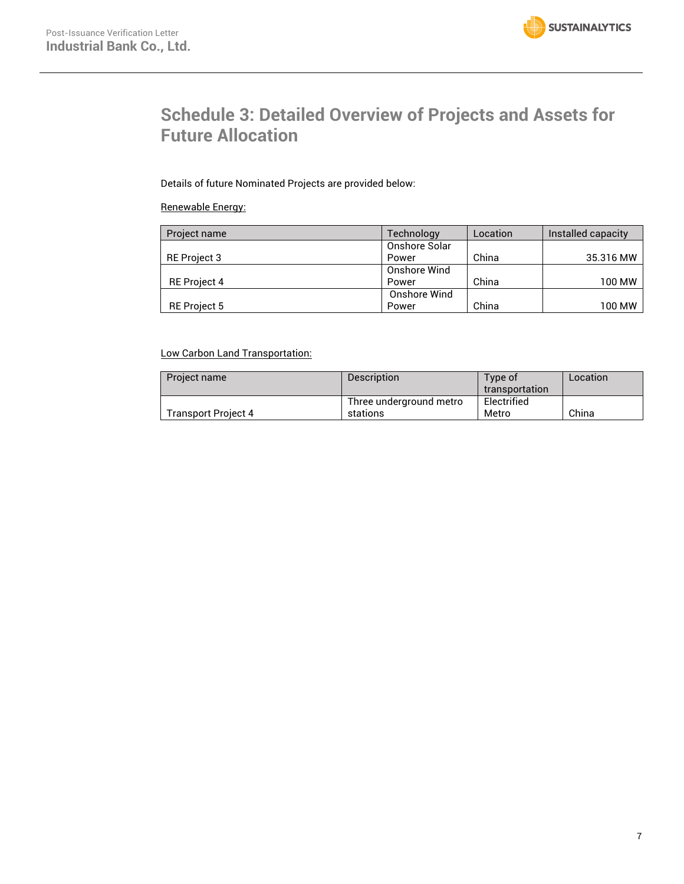# Schedule 3: Detailed Overview of Projects and Assets for Future Allocation

Details of future Nominated Projects are provided below:

Renewable Energy:

| Project name | Technology | Location | Installed capacity |
|---|---|---|---|
| RE Project 3 | Onshore Solar Power | China | 35.316 MW |
| RE Project 4 | Onshore Wind Power | China | 100 MW |
| RE Project 5 | Onshore Wind Power | China | 100 MW |

Low Carbon Land Transportation:

| Project name | Description | Type of transportation | Location |
|---|---|---|---|
| Transport Project 4 | Three underground metro stations | Electrified Metro | China |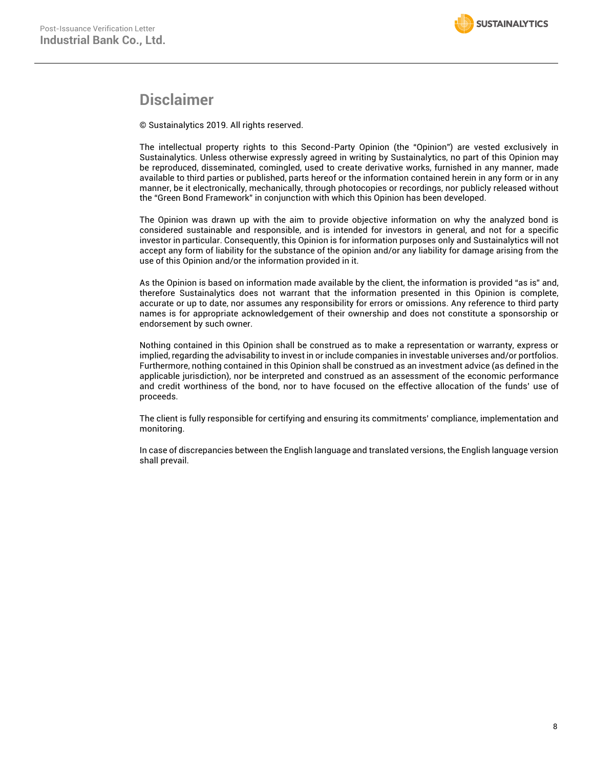# Disclaimer

© Sustainalytics 2019. All rights reserved.

The intellectual property rights to this Second-Party Opinion (the "Opinion") are vested exclusively in Sustainalytics. Unless otherwise expressly agreed in writing by Sustainalytics, no part of this Opinion may be reproduced, disseminated, comingled, used to create derivative works, furnished in any manner, made available to third parties or published, parts hereof or the information contained herein in any form or in any manner, be it electronically, mechanically, through photocopies or recordings, nor publicly released without the "Green Bond Framework" in conjunction with which this Opinion has been developed.

The Opinion was drawn up with the aim to provide objective information on why the analyzed bond is considered sustainable and responsible, and is intended for investors in general, and not for a specific investor in particular. Consequently, this Opinion is for information purposes only and Sustainalytics will not accept any form of liability for the substance of the opinion and/or any liability for damage arising from the use of this Opinion and/or the information provided in it.

As the Opinion is based on information made available by the client, the information is provided "as is" and, therefore Sustainalytics does not warrant that the information presented in this Opinion is complete, accurate or up to date, nor assumes any responsibility for errors or omissions. Any reference to third party names is for appropriate acknowledgement of their ownership and does not constitute a sponsorship or endorsement by such owner.

Nothing contained in this Opinion shall be construed as to make a representation or warranty, express or implied, regarding the advisability to invest in or include companies in investable universes and/or portfolios. Furthermore, nothing contained in this Opinion shall be construed as an investment advice (as defined in the applicable jurisdiction), nor be interpreted and construed as an assessment of the economic performance and credit worthiness of the bond, nor to have focused on the effective allocation of the funds' use of proceeds.

The client is fully responsible for certifying and ensuring its commitments' compliance, implementation and monitoring.

In case of discrepancies between the English language and translated versions, the English language version shall prevail.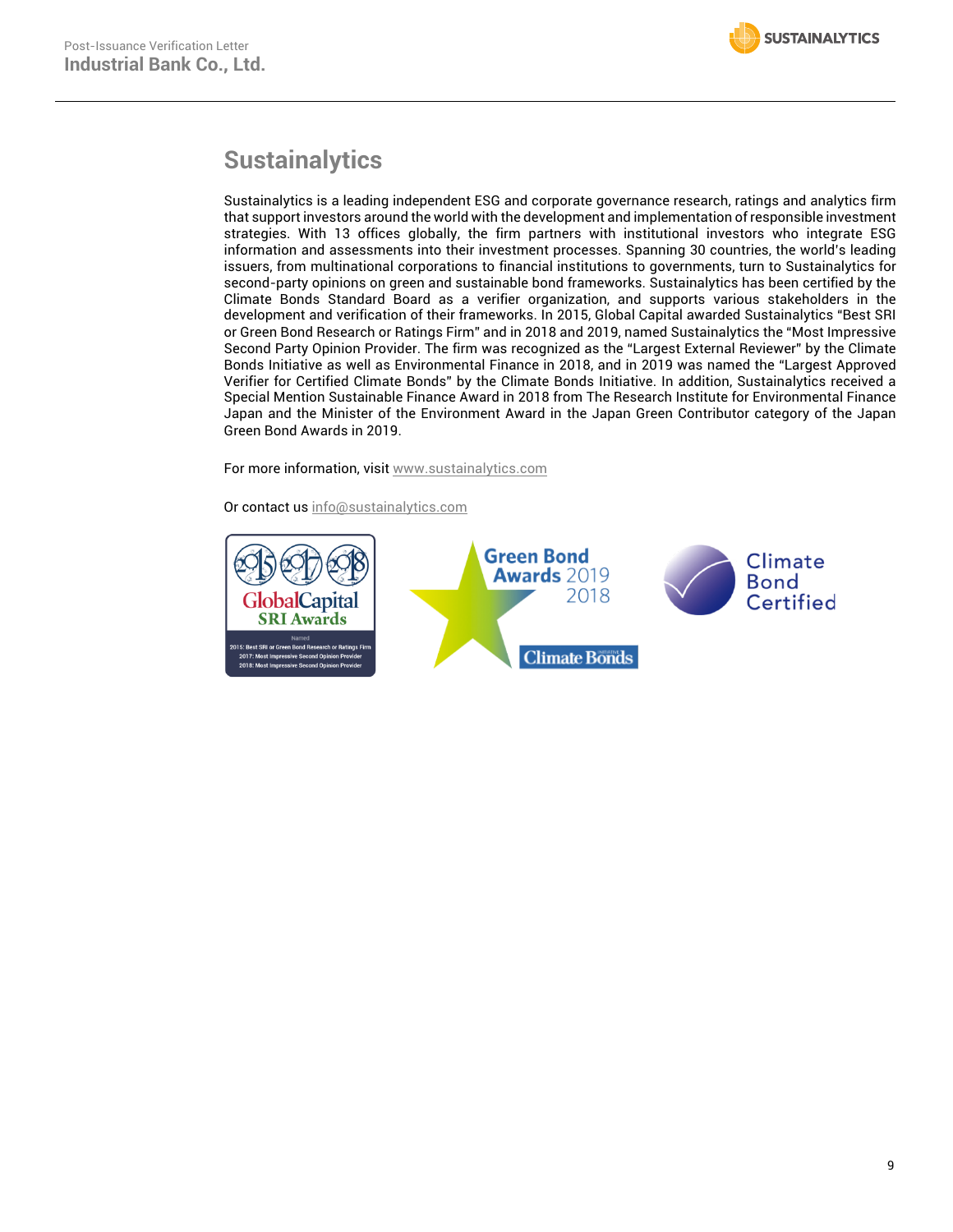# Sustainalytics

Sustainalytics is a leading independent ESG and corporate governance research, ratings and analytics firm that support investors around the world with the development and implementation of responsible investment strategies. With 13 offices globally, the firm partners with institutional investors who integrate ESG information and assessments into their investment processes. Spanning 30 countries, the world's leading issuers, from multinational corporations to financial institutions to governments, turn to Sustainalytics for second-party opinions on green and sustainable bond frameworks. Sustainalytics has been certified by the Climate Bonds Standard Board as a verifier organization, and supports various stakeholders in the development and verification of their frameworks. In 2015, Global Capital awarded Sustainalytics "Best SRI or Green Bond Research or Ratings Firm" and in 2018 and 2019, named Sustainalytics the "Most Impressive Second Party Opinion Provider. The firm was recognized as the "Largest External Reviewer" by the Climate Bonds Initiative as well as Environmental Finance in 2018, and in 2019 was named the "Largest Approved Verifier for Certified Climate Bonds" by the Climate Bonds Initiative. In addition, Sustainalytics received a Special Mention Sustainable Finance Award in 2018 from The Research Institute for Environmental Finance Japan and the Minister of the Environment Award in the Japan Green Contributor category of the Japan Green Bond Awards in 2019.

For more information, visit www.sustainalytics.com

Or contact us info@sustainalytics.com